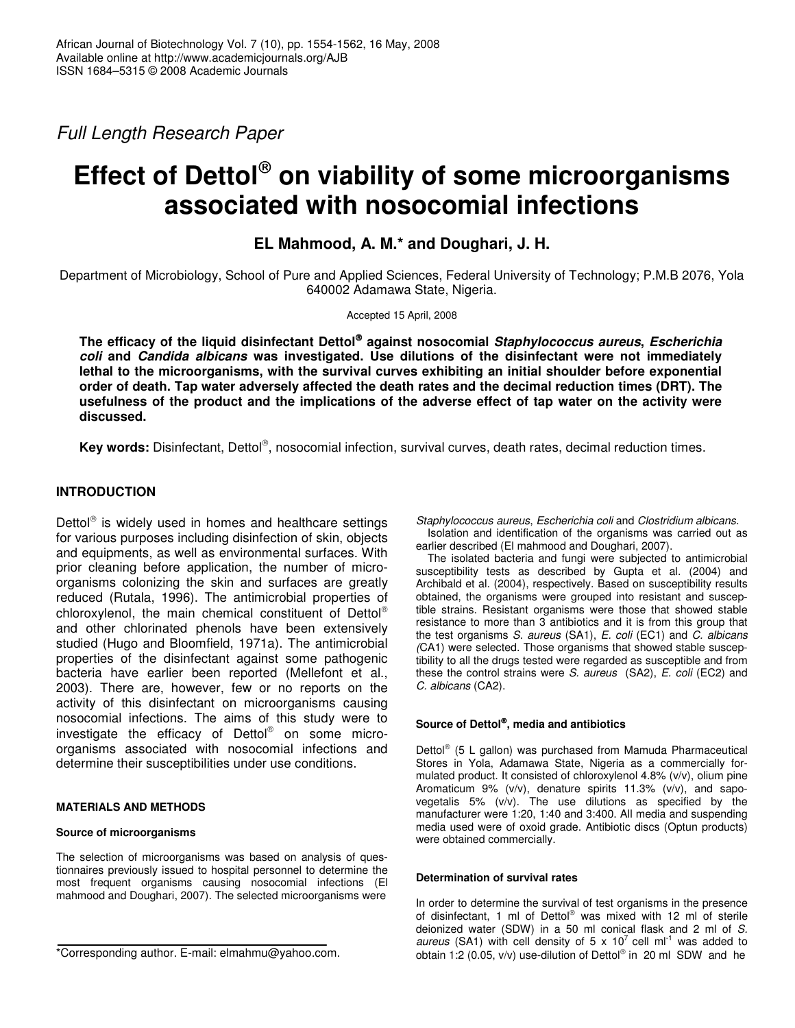Full Length Research Paper

# Effect of Dettol® on viability of some microorganisms associated with nosocomial infections

**EL Mahmood, A. M.* and Doughari, J. H.**

Department of Microbiology, School of Pure and Applied Sciences, Federal University of Technology; P.M.B 2076, Yola 640002 Adamawa State, Nigeria.

Accepted 15 April, 2008

**The efficacy of the liquid disinfectant Dettol® against nosocomial *Staphylococcus aureus*, *Escherichia coli* and *Candida albicans* was investigated. Use dilutions of the disinfectant were not immediately lethal to the microorganisms, with the survival curves exhibiting an initial shoulder before exponential order of death. Tap water adversely affected the death rates and the decimal reduction times (DRT). The usefulness of the product and the implications of the adverse effect of tap water on the activity were discussed.**

**Key words:** Disinfectant, Dettol®, nosocomial infection, survival curves, death rates, decimal reduction times.

## INTRODUCTION

Dettol® is widely used in homes and healthcare settings for various purposes including disinfection of skin, objects and equipments, as well as environmental surfaces. With prior cleaning before application, the number of microorganisms colonizing the skin and surfaces are greatly reduced (Rutala, 1996). The antimicrobial properties of chloroxylenol, the main chemical constituent of Dettol® and other chlorinated phenols have been extensively studied (Hugo and Bloomfield, 1971a). The antimicrobial properties of the disinfectant against some pathogenic bacteria have earlier been reported (Mellefont et al., 2003). There are, however, few or no reports on the activity of this disinfectant on microorganisms causing nosocomial infections. The aims of this study were to investigate the efficacy of Dettol® on some microorganisms associated with nosocomial infections and determine their susceptibilities under use conditions.

## MATERIALS AND METHODS

### Source of microorganisms

The selection of microorganisms was based on analysis of questionnaires previously issued to hospital personnel to determine the most frequent organisms causing nosocomial infections (El mahmood and Doughari, 2007). The selected microorganisms were *Staphylococcus aureus*, *Escherichia coli* and *Clostridium albicans*.

Isolation and identification of the organisms was carried out as earlier described (El mahmood and Doughari, 2007).

The isolated bacteria and fungi were subjected to antimicrobial susceptibility tests as described by Gupta et al. (2004) and Archibald et al. (2004), respectively. Based on susceptibility results obtained, the organisms were grouped into resistant and susceptible strains. Resistant organisms were those that showed stable resistance to more than 3 antibiotics and it is from this group that the test organisms *S. aureus* (SA1), *E. coli* (EC1) and *C. albicans (*CA1) were selected. Those organisms that showed stable susceptibility to all the drugs tested were regarded as susceptible and from these the control strains were *S. aureus* (SA2), *E. coli* (EC2) and *C. albicans* (CA2).

### Source of Dettol®, media and antibiotics

Dettol® (5 L gallon) was purchased from Mamuda Pharmaceutical Stores in Yola, Adamawa State, Nigeria as a commercially formulated product. It consisted of chloroxylenol 4.8% (v/v), olium pine Aromaticum 9% (v/v), denature spirits 11.3% (v/v), and sapo-vegetalis 5% (v/v). The use dilutions as specified by the manufacturer were 1:20, 1:40 and 3:400. All media and suspending media used were of oxoid grade. Antibiotic discs (Optun products) were obtained commercially.

### Determination of survival rates

In order to determine the survival of test organisms in the presence of disinfectant, 1 ml of Dettol® was mixed with 12 ml of sterile deionized water (SDW) in a 50 ml conical flask and 2 ml of *S. aureus* (SA1) with cell density of 5 x $10^7$ cell $ml^{-1}$ was added to obtain 1:2 (0.05, v/v) use-dilution of Dettol® in 20 ml SDW and he

*Corresponding author. E-mail: elmahmu@yahoo.com.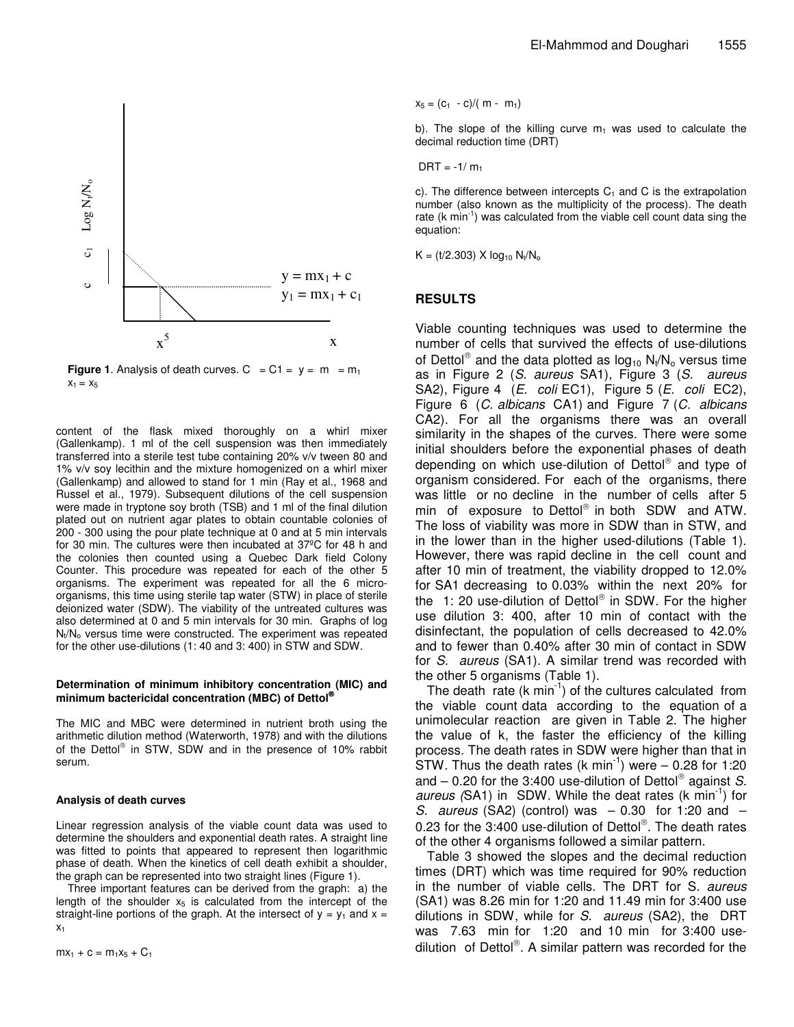**Figure 1**. Analysis of death curves. C = C1 = y = m = $m_1$ $x_1 = x_5$

content of the flask mixed thoroughly on a whirl mixer (Gallenkamp). 1 ml of the cell suspension was then immediately transferred into a sterile test tube containing 20% v/v tween 80 and 1% v/v soy lecithin and the mixture homogenized on a whirl mixer (Gallenkamp) and allowed to stand for 1 min (Ray et al., 1968 and Russel et al., 1979). Subsequent dilutions of the cell suspension were made in tryptone soy broth (TSB) and 1 ml of the final dilution plated out on nutrient agar plates to obtain countable colonies of 200 - 300 using the pour plate technique at 0 and at 5 min intervals for 30 min. The cultures were then incubated at 37ºC for 48 h and the colonies then counted using a Quebec Dark field Colony Counter. This procedure was repeated for each of the other 5 organisms. The experiment was repeated for all the 6 micro-organisms, this time using sterile tap water (STW) in place of sterile deionized water (SDW). The viability of the untreated cultures was also determined at 0 and 5 min intervals for 30 min. Graphs of log $N_t/N_o$ versus time were constructed. The experiment was repeated for the other use-dilutions (1: 40 and 3: 400) in STW and SDW.

#### Determination of minimum inhibitory concentration (MIC) and minimum bactericidal concentration (MBC) of Dettol®

The MIC and MBC were determined in nutrient broth using the arithmetic dilution method (Waterworth, 1978) and with the dilutions of the Dettol® in STW, SDW and in the presence of 10% rabbit serum.

#### Analysis of death curves

Linear regression analysis of the viable count data was used to determine the shoulders and exponential death rates. A straight line was fitted to points that appeared to represent then logarithmic phase of death. When the kinetics of cell death exhibit a shoulder, the graph can be represented into two straight lines (Figure 1).

Three important features can be derived from the graph: a) the length of the shoulder $x_5$ is calculated from the intercept of the straight-line portions of the graph. At the intersect of $y = y_1$ and $x = x_1$

$$mx_1 + c = m_1x_5 + C_1$$

$$x_5 = (c_1 - c)/(m - m_1)$$

b). The slope of the killing curve $m_1$ was used to calculate the decimal reduction time (DRT)

$$DRT = -1/m_1$$

c). The difference between intercepts $C_1$ and C is the extrapolation number (also known as the multiplicity of the process). The death rate (k $min^{-1}$) was calculated from the viable cell count data sing the equation:

$$K = (t/2.303) \times \log_{10} N_t/N_o$$

## RESULTS

Viable counting techniques was used to determine the number of cells that survived the effects of use-dilutions of Dettol® and the data plotted as $\log_{10} N_t/N_o$ versus time as in Figure 2 (*S. aureus* SA1), Figure 3 (*S. aureus* SA2), Figure 4 (*E. coli* EC1), Figure 5 (*E. coli* EC2), Figure 6 (*C. albicans* CA1) and Figure 7 (*C. albicans* CA2). For all the organisms there was an overall similarity in the shapes of the curves. There were some initial shoulders before the exponential phases of death depending on which use-dilution of Dettol® and type of organism considered. For each of the organisms, there was little or no decline in the number of cells after 5 min of exposure to Dettol® in both SDW and ATW. The loss of viability was more in SDW than in STW, and in the lower than in the higher used-dilutions (Table 1). However, there was rapid decline in the cell count and after 10 min of treatment, the viability dropped to 12.0% for SA1 decreasing to 0.03% within the next 20% for the 1: 20 use-dilution of Dettol® in SDW. For the higher use dilution 3: 400, after 10 min of contact with the disinfectant, the population of cells decreased to 42.0% and to fewer than 0.40% after 30 min of contact in SDW for *S. aureus* (SA1). A similar trend was recorded with the other 5 organisms (Table 1).

The death rate (k $min^{-1}$) of the cultures calculated from the viable count data according to the equation of a unimolecular reaction are given in Table 2. The higher the value of k, the faster the efficiency of the killing process. The death rates in SDW were higher than that in STW. Thus the death rates (k $min^{-1}$) were – 0.28 for 1:20 and – 0.20 for the 3:400 use-dilution of Dettol® against *S. aureus (*SA1) in SDW. While the deat rates (k $min^{-1}$) for *S. aureus* (SA2) (control) was – 0.30 for 1:20 and – 0.23 for the 3:400 use-dilution of Dettol®. The death rates of the other 4 organisms followed a similar pattern.

Table 3 showed the slopes and the decimal reduction times (DRT) which was time required for 90% reduction in the number of viable cells. The DRT for S. *aureus* (SA1) was 8.26 min for 1:20 and 11.49 min for 3:400 use dilutions in SDW, while for *S. aureus* (SA2), the DRT was 7.63 min for 1:20 and 10 min for 3:400 use-dilution of Dettol®. A similar pattern was recorded for the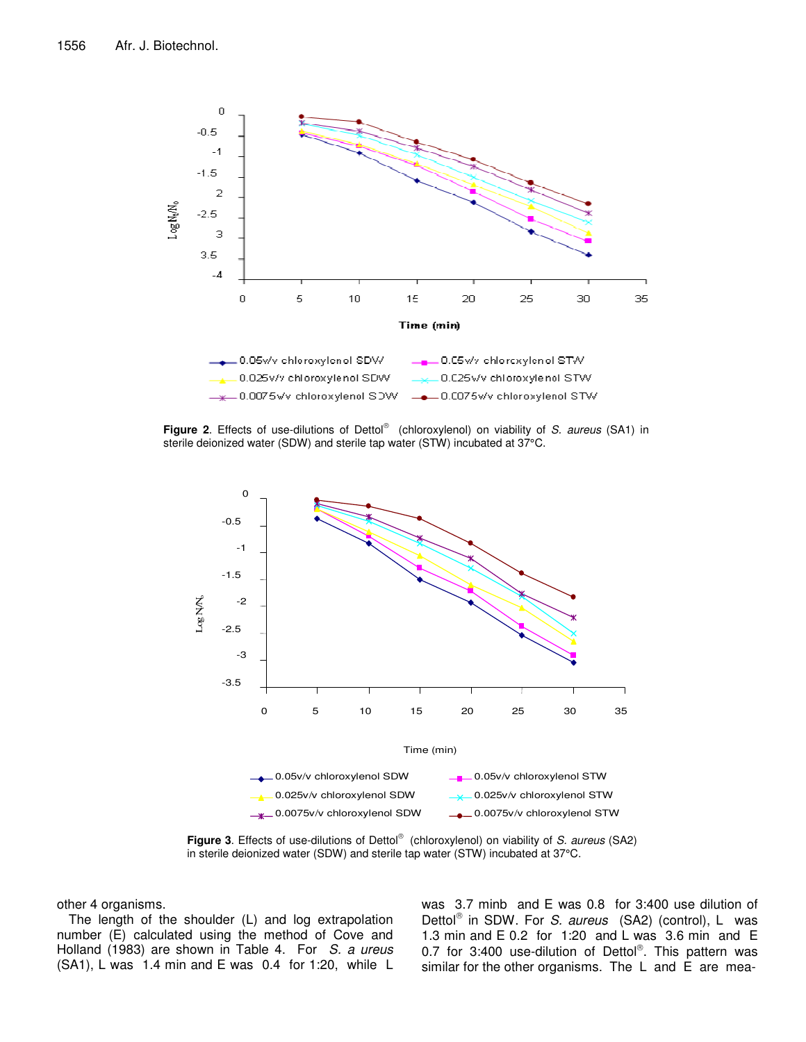**Figure 2**. Effects of use-dilutions of Dettol® (chloroxylenol) on viability of *S. aureus* (SA1) in sterile deionized water (SDW) and sterile tap water (STW) incubated at 37°C.

**Figure 3**. Effects of use-dilutions of Dettol® (chloroxylenol) on viability of *S. aureus* (SA2) in sterile deionized water (SDW) and sterile tap water (STW) incubated at 37°C.

other 4 organisms.

The length of the shoulder (L) and log extrapolation number (E) calculated using the method of Cove and Holland (1983) are shown in Table 4. For *S. a ureus* (SA1), L was 1.4 min and E was 0.4 for 1:20, while L was 3.7 minb and E was 0.8 for 3:400 use dilution of Dettol® in SDW. For *S. aureus* (SA2) (control), L was 1.3 min and E 0.2 for 1:20 and L was 3.6 min and E 0.7 for 3:400 use-dilution of Dettol®. This pattern was similar for the other organisms. The L and E are mea-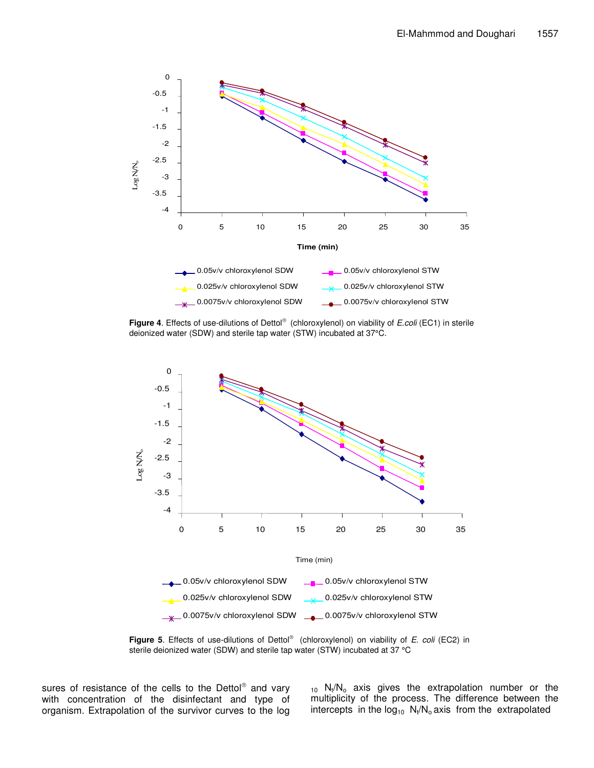**Figure 4**. Effects of use-dilutions of Dettol® (chloroxylenol) on viability of *E.coli* (EC1) in sterile deionized water (SDW) and sterile tap water (STW) incubated at 37°C.

**Figure 5**. Effects of use-dilutions of Dettol® (chloroxylenol) on viability of *E. coli* (EC2) in sterile deionized water (SDW) and sterile tap water (STW) incubated at 37 °C

sures of resistance of the cells to the Dettol® and vary with concentration of the disinfectant and type of organism. Extrapolation of the survivor curves to the $\log_{10} N_t/N_o$ axis gives the extrapolation number or the multiplicity of the process. The difference between the intercepts in the $\log_{10} N_t/N_o$ axis from the extrapolated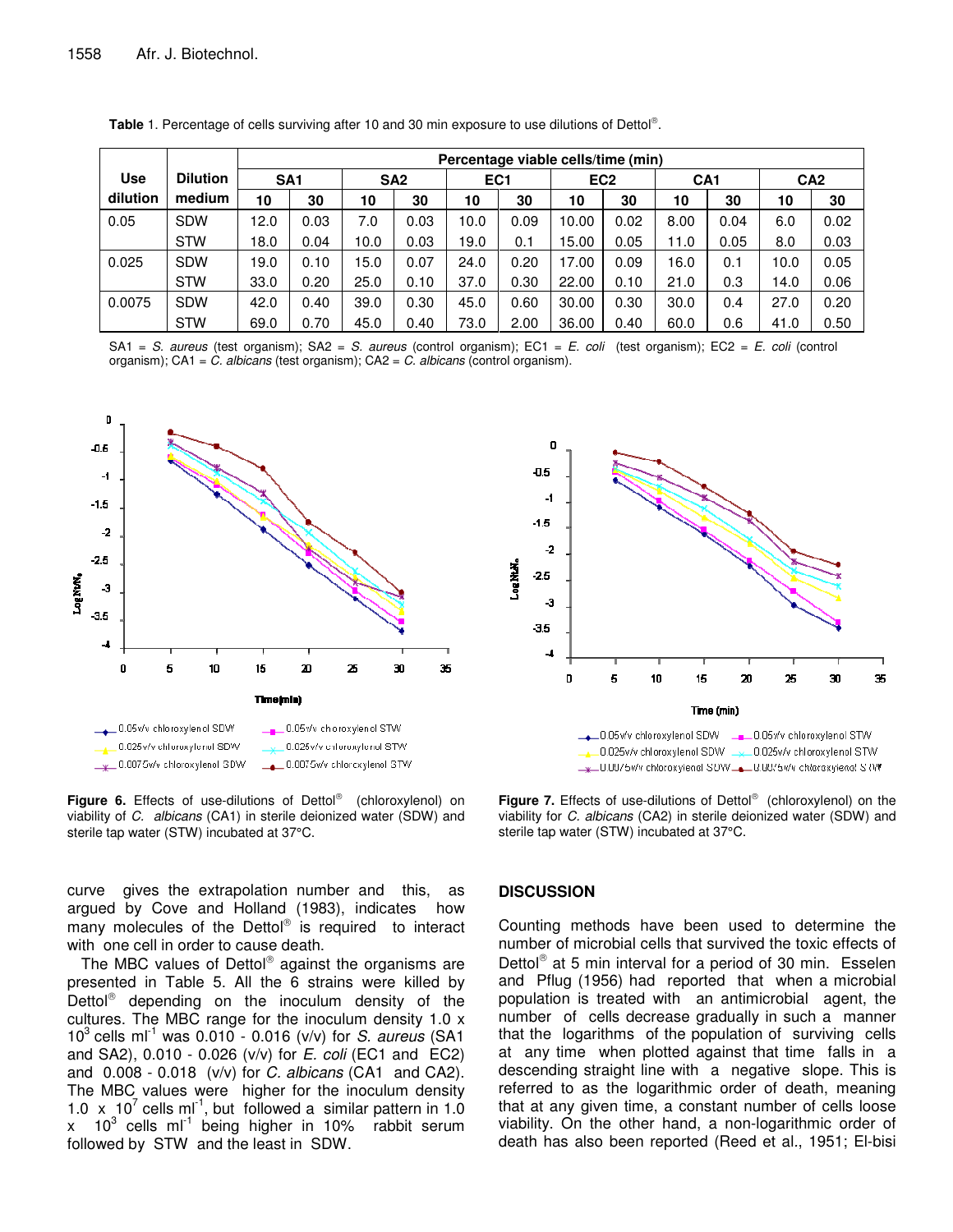**Table** 1. Percentage of cells surviving after 10 and 30 min exposure to use dilutions of Dettol®.

| Use dilution | Dilution medium | Percentage viable cells/time (min) | | | | | | | | | | | |
|---|---|---|---|---|---|---|---|---|---|---|---|---|---|
| | | SA1 | | SA2 | | EC1 | | EC2 | | CA1 | | CA2 | |
| | | 10 | 30 | 10 | 30 | 10 | 30 | 10 | 30 | 10 | 30 | 10 | 30 |
| 0.05 | SDW | 12.0 | 0.03 | 7.0 | 0.03 | 10.0 | 0.09 | 10.00 | 0.02 | 8.00 | 0.04 | 6.0 | 0.02 |
| | STW | 18.0 | 0.04 | 10.0 | 0.03 | 19.0 | 0.1 | 15.00 | 0.05 | 11.0 | 0.05 | 8.0 | 0.03 |
| 0.025 | SDW | 19.0 | 0.10 | 15.0 | 0.07 | 24.0 | 0.20 | 17.00 | 0.09 | 16.0 | 0.1 | 10.0 | 0.05 |
| | STW | 33.0 | 0.20 | 25.0 | 0.10 | 37.0 | 0.30 | 22.00 | 0.10 | 21.0 | 0.3 | 14.0 | 0.06 |
| 0.0075 | SDW | 42.0 | 0.40 | 39.0 | 0.30 | 45.0 | 0.60 | 30.00 | 0.30 | 30.0 | 0.4 | 27.0 | 0.20 |
| | STW | 69.0 | 0.70 | 45.0 | 0.40 | 73.0 | 2.00 | 36.00 | 0.40 | 60.0 | 0.6 | 41.0 | 0.50 |

SA1 = *S. aureus* (test organism); SA2 = *S. aureus* (control organism); EC1 = *E. coli* (test organism); EC2 = *E. coli* (control organism); CA1 = *C. albicans* (test organism); CA2 = *C. albicans* (control organism).

**Figure 6.** Effects of use-dilutions of Dettol® (chloroxylenol) on viability of *C. albicans* (CA1) in sterile deionized water (SDW) and sterile tap water (STW) incubated at 37°C.

**Figure 7.** Effects of use-dilutions of Dettol® (chloroxylenol) on the viability for *C. albicans* (CA2) in sterile deionized water (SDW) and sterile tap water (STW) incubated at 37°C.

curve gives the extrapolation number and this, as argued by Cove and Holland (1983), indicates how many molecules of the Dettol® is required to interact with one cell in order to cause death.

The MBC values of Dettol® against the organisms are presented in Table 5. All the 6 strains were killed by Dettol® depending on the inoculum density of the cultures. The MBC range for the inoculum density 1.0 x $10^3$ cells $ml^{-1}$ was 0.010 - 0.016 (v/v) for *S. aureus* (SA1 and SA2), 0.010 - 0.026 (v/v) for *E. coli* (EC1 and EC2) and 0.008 - 0.018 (v/v) for *C. albicans* (CA1 and CA2). The MBC values were higher for the inoculum density 1.0 x $10^7$ cells $ml^{-1}$, but followed a similar pattern in 1.0 x $10^3$ cells $ml^{-1}$ being higher in 10% rabbit serum followed by STW and the least in SDW.

## DISCUSSION

Counting methods have been used to determine the number of microbial cells that survived the toxic effects of Dettol® at 5 min interval for a period of 30 min. Esselen and Pflug (1956) had reported that when a microbial population is treated with an antimicrobial agent, the number of cells decrease gradually in such a manner that the logarithms of the population of surviving cells at any time when plotted against that time falls in a descending straight line with a negative slope. This is referred to as the logarithmic order of death, meaning that at any given time, a constant number of cells loose viability. On the other hand, a non-logarithmic order of death has also been reported (Reed et al., 1951; El-bisi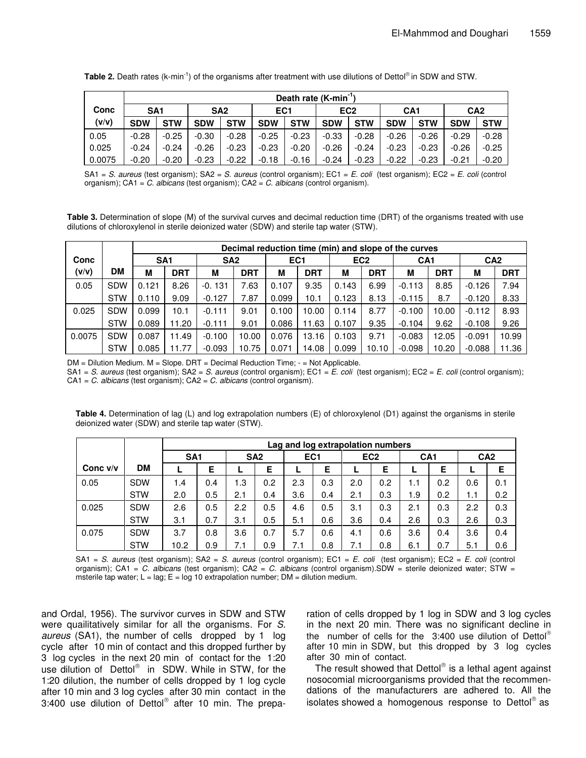**Table 2.** Death rates ($k\text{-min}^{-1}$) of the organisms after treatment with use dilutions of Dettol® in SDW and STW.

| Conc (v/v) | Death rate ($K\text{-min}^{-1}$) | | | | | | | | | | | |
|---|---|---|---|---|---|---|---|---|---|---|---|---|
| | SA1 | | SA2 | | EC1 | | EC2 | | CA1 | | CA2 | |
| | SDW | STW | SDW | STW | SDW | STW | SDW | STW | SDW | STW | SDW | STW |
| 0.05 | -0.28 | -0.25 | -0.30 | -0.28 | -0.25 | -0.23 | -0.33 | -0.28 | -0.26 | -0.26 | -0.29 | -0.28 |
| 0.025 | -0.24 | -0.24 | -0.26 | -0.23 | -0.23 | -0.20 | -0.26 | -0.24 | -0.23 | -0.23 | -0.26 | -0.25 |
| 0.0075 | -0.20 | -0.20 | -0.23 | -0.22 | -0.18 | -0.16 | -0.24 | -0.23 | -0.22 | -0.23 | -0.21 | -0.20 |

SA1 = *S. aureus* (test organism); SA2 = *S. aureus* (control organism); EC1 = *E. coli* (test organism); EC2 = *E. coli* (control organism); CA1 = *C. albicans* (test organism); CA2 = *C. albicans* (control organism).

**Table 3.** Determination of slope (M) of the survival curves and decimal reduction time (DRT) of the organisms treated with use dilutions of chloroxylenol in sterile deionized water (SDW) and sterile tap water (STW).

| Conc (v/v) | DM | Decimal reduction time (min) and slope of the curves | | | | | | | | | | | |
|---|---|---|---|---|---|---|---|---|---|---|---|---|---|
| | | SA1 | | SA2 | | EC1 | | EC2 | | CA1 | | CA2 | |
| | | M | DRT | M | DRT | M | DRT | M | DRT | M | DRT | M | DRT |
| 0.05 | SDW | 0.121 | 8.26 | -0. 131 | 7.63 | 0.107 | 9.35 | 0.143 | 6.99 | -0.113 | 8.85 | -0.126 | 7.94 |
| | STW | 0.110 | 9.09 | -0.127 | 7.87 | 0.099 | 10.1 | 0.123 | 8.13 | -0.115 | 8.7 | -0.120 | 8.33 |
| 0.025 | SDW | 0.099 | 10.1 | -0.111 | 9.01 | 0.100 | 10.00 | 0.114 | 8.77 | -0.100 | 10.00 | -0.112 | 8.93 |
| | STW | 0.089 | 11.20 | -0.111 | 9.01 | 0.086 | 11.63 | 0.107 | 9.35 | -0.104 | 9.62 | -0.108 | 9.26 |
| 0.0075 | SDW | 0.087 | 11.49 | -0.100 | 10.00 | 0.076 | 13.16 | 0.103 | 9.71 | -0.083 | 12.05 | -0.091 | 10.99 |
| | STW | 0.085 | 11.77 | -0.093 | 10.75 | 0.071 | 14.08 | 0.099 | 10.10 | -0.098 | 10.20 | -0.088 | 11.36 |

DM = Dilution Medium. M = Slope. DRT = Decimal Reduction Time; - = Not Applicable.
SA1 = *S. aureus* (test organism); SA2 = *S. aureus* (control organism); EC1 = *E. coli* (test organism); EC2 = *E. coli* (control organism); CA1 = *C. albicans* (test organism); CA2 = *C. albicans* (control organism).

**Table 4.** Determination of lag (L) and log extrapolation numbers (E) of chloroxylenol (D1) against the organisms in sterile deionized water (SDW) and sterile tap water (STW).

| Conc v/v | DM | Lag and log extrapolation numbers | | | | | | | | | | | |
|---|---|---|---|---|---|---|---|---|---|---|---|---|---|
| | | SA1 | | SA2 | | EC1 | | EC2 | | CA1 | | CA2 | |
| | | L | E | L | E | L | E | L | E | L | E | L | E |
| 0.05 | SDW | 1.4 | 0.4 | 1.3 | 0.2 | 2.3 | 0.3 | 2.0 | 0.2 | 1.1 | 0.2 | 0.6 | 0.1 |
| | STW | 2.0 | 0.5 | 2.1 | 0.4 | 3.6 | 0.4 | 2.1 | 0.3 | 1.9 | 0.2 | 1.1 | 0.2 |
| 0.025 | SDW | 2.6 | 0.5 | 2.2 | 0.5 | 4.6 | 0.5 | 3.1 | 0.3 | 2.1 | 0.3 | 2.2 | 0.3 |
| | STW | 3.1 | 0.7 | 3.1 | 0.5 | 5.1 | 0.6 | 3.6 | 0.4 | 2.6 | 0.3 | 2.6 | 0.3 |
| 0.075 | SDW | 3.7 | 0.8 | 3.6 | 0.7 | 5.7 | 0.6 | 4.1 | 0.6 | 3.6 | 0.4 | 3.6 | 0.4 |
| | STW | 10.2 | 0.9 | 7.1 | 0.9 | 7.1 | 0.8 | 7.1 | 0.8 | 6.1 | 0.7 | 5.1 | 0.6 |

SA1 = *S. aureus* (test organism); SA2 = *S. aureus* (control organism); EC1 = *E. coli* (test organism); EC2 = *E. coli* (control organism); CA1 = *C. albicans* (test organism); CA2 = *C. albicans* (control organism).SDW = sterile deionized water; STW = msterile tap water; L = lag; E = log 10 extrapolation number; DM = dilution medium.

and Ordal, 1956). The survivor curves in SDW and STW were quailitatively similar for all the organisms. For *S. aureus* (SA1), the number of cells dropped by 1 log cycle after 10 min of contact and this dropped further by 3 log cycles in the next 20 min of contact for the 1:20 use dilution of Dettol® in SDW. While in STW, for the 1:20 dilution, the number of cells dropped by 1 log cycle after 10 min and 3 log cycles after 30 min contact in the 3:400 use dilution of Dettol® after 10 min. The preparation of cells dropped by 1 log in SDW and 3 log cycles in the next 20 min. There was no significant decline in the number of cells for the 3:400 use dilution of Dettol® after 10 min in SDW, but this dropped by 3 log cycles after 30 min of contact.

The result showed that Dettol® is a lethal agent against nosocomial microorganisms provided that the recommendations of the manufacturers are adhered to. All the isolates showed a homogenous response to Dettol® as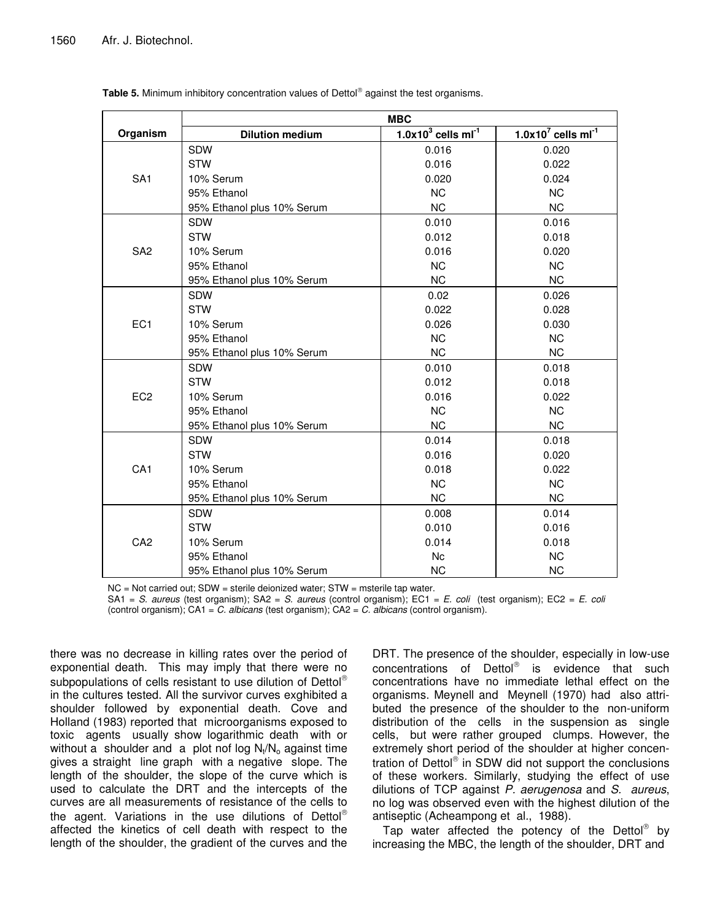**Table 5.** Minimum inhibitory concentration values of Dettol® against the test organisms.

| Organism | MBC | | |
|---|---|---|---|
| | Dilution medium | $1.0x10^3$ cells $ml^{-1}$ | $1.0x10^7$ cells $ml^{-1}$ |
| SA1 | SDW | 0.016 | 0.020 |
| | STW | 0.016 | 0.022 |
| | 10% Serum | 0.020 | 0.024 |
| | 95% Ethanol | NC | NC |
| | 95% Ethanol plus 10% Serum | NC | NC |
| SA2 | SDW | 0.010 | 0.016 |
| | STW | 0.012 | 0.018 |
| | 10% Serum | 0.016 | 0.020 |
| | 95% Ethanol | NC | NC |
| | 95% Ethanol plus 10% Serum | NC | NC |
| EC1 | SDW | 0.02 | 0.026 |
| | STW | 0.022 | 0.028 |
| | 10% Serum | 0.026 | 0.030 |
| | 95% Ethanol | NC | NC |
| | 95% Ethanol plus 10% Serum | NC | NC |
| EC2 | SDW | 0.010 | 0.018 |
| | STW | 0.012 | 0.018 |
| | 10% Serum | 0.016 | 0.022 |
| | 95% Ethanol | NC | NC |
| | 95% Ethanol plus 10% Serum | NC | NC |
| CA1 | SDW | 0.014 | 0.018 |
| | STW | 0.016 | 0.020 |
| | 10% Serum | 0.018 | 0.022 |
| | 95% Ethanol | NC | NC |
| | 95% Ethanol plus 10% Serum | NC | NC |
| CA2 | SDW | 0.008 | 0.014 |
| | STW | 0.010 | 0.016 |
| | 10% Serum | 0.014 | 0.018 |
| | 95% Ethanol | Nc | NC |
| | 95% Ethanol plus 10% Serum | NC | NC |

NC = Not carried out; SDW = sterile deionized water; STW = msterile tap water.
SA1 = *S. aureus* (test organism); SA2 = *S. aureus* (control organism); EC1 = *E. coli* (test organism); EC2 = *E. coli* (control organism); CA1 = *C. albicans* (test organism); CA2 = *C. albicans* (control organism).

there was no decrease in killing rates over the period of exponential death. This may imply that there were no subpopulations of cells resistant to use dilution of Dettol® in the cultures tested. All the survivor curves exghibited a shoulder followed by exponential death. Cove and Holland (1983) reported that microorganisms exposed to toxic agents usually show logarithmic death with or without a shoulder and a plot nof log $N_t/N_o$ against time gives a straight line graph with a negative slope. The length of the shoulder, the slope of the curve which is used to calculate the DRT and the intercepts of the curves are all measurements of resistance of the cells to the agent. Variations in the use dilutions of Dettol® affected the kinetics of cell death with respect to the length of the shoulder, the gradient of the curves and the DRT. The presence of the shoulder, especially in low-use concentrations of Dettol® is evidence that such concentrations have no immediate lethal effect on the organisms. Meynell and Meynell (1970) had also attributed the presence of the shoulder to the non-uniform distribution of the cells in the suspension as single cells, but were rather grouped clumps. However, the extremely short period of the shoulder at higher concentration of Dettol® in SDW did not support the conclusions of these workers. Similarly, studying the effect of use dilutions of TCP against *P. aerugenosa* and *S. aureus*, no log was observed even with the highest dilution of the antiseptic (Acheampong et al., 1988).

Tap water affected the potency of the Dettol® by increasing the MBC, the length of the shoulder, DRT and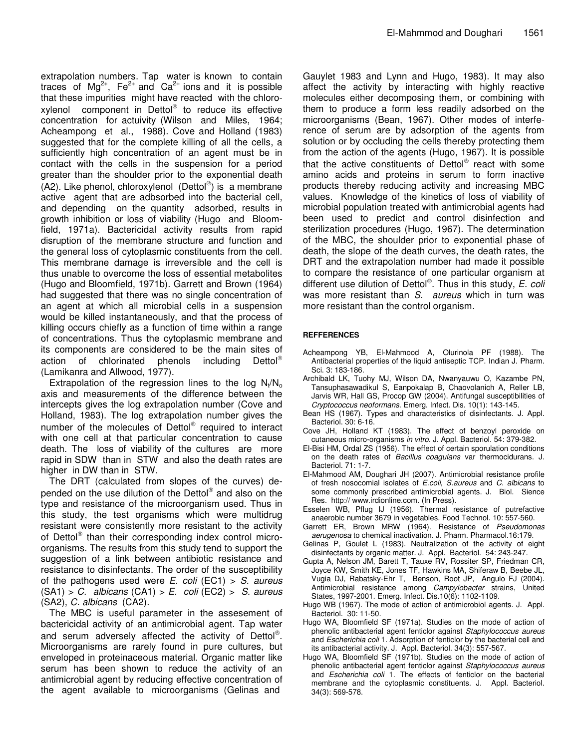extrapolation numbers. Tap water is known to contain traces of $Mg^{2+}$, $Fe^{2+}$ and $Ca^{2+}$ ions and it is possible that these impurities might have reacted with the chloroxylenol component in Dettol® to reduce its effective concentration for actuivity (Wilson and Miles, 1964; Acheampong et al., 1988). Cove and Holland (1983) suggested that for the complete killing of all the cells, a sufficiently high concentration of an agent must be in contact with the cells in the suspension for a period greater than the shoulder prior to the exponential death (A2). Like phenol, chloroxylenol (Dettol®) is a membrane active agent that are adbsorbed into the bacterial cell, and depending on the quantity adsorbed, results in growth inhibition or loss of viability (Hugo and Bloomfield, 1971a). Bactericidal activity results from rapid disruption of the membrane structure and function and the general loss of cytoplasmic constituents from the cell. This membrane damage is irreversible and the cell is thus unable to overcome the loss of essential metabolites (Hugo and Bloomfield, 1971b). Garrett and Brown (1964) had suggested that there was no single concentration of an agent at which all microbial cells in a suspension would be killed instantaneously, and that the process of killing occurs chiefly as a function of time within a range of concentrations. Thus the cytoplasmic membrane and its components are considered to be the main sites of action of chlorinated phenols including Dettol® (Lamikanra and Allwood, 1977).

Extrapolation of the regression lines to the log $N_t/N_o$ axis and measurements of the difference between the intercepts gives the log extrapolation number (Cove and Holland, 1983). The log extrapolation number gives the number of the molecules of Dettol® required to interact with one cell at that particular concentration to cause death. The loss of viability of the cultures are more rapid in SDW than in STW and also the death rates are higher in DW than in STW.

The DRT (calculated from slopes of the curves) depended on the use dilution of the Dettol® and also on the type and resistance of the microorganism used. Thus in this study, the test organisms which were multidrug resistant were consistently more resistant to the activity of Dettol® than their corresponding index control microorganisms. The results from this study tend to support the suggestion of a link between antibiotic resistance and resistance to disinfectants. The order of the susceptibility of the pathogens used were *E. coli* (EC1) > *S. aureus* (SA1) > *C. albicans* (CA1) > *E. coli* (EC2) > *S. aureus* (SA2), *C. albicans* (CA2).

The MBC is useful parameter in the assesement of bactericidal activity of an antimicrobial agent. Tap water and serum adversely affected the activity of Dettol®. Microorganisms are rarely found in pure cultures, but enveloped in proteinaceous material. Organic matter like serum has been shown to reduce the activity of an antimicrobial agent by reducing effective concentration of the agent available to microorganisms (Gelinas and Gauylet 1983 and Lynn and Hugo, 1983). It may also affect the activity by interacting with highly reactive molecules either decomposing them, or combining with them to produce a form less readily adsorbed on the microorganisms (Bean, 1967). Other modes of interference of serum are by adsorption of the agents from solution or by occluding the cells thereby protecting them from the action of the agents (Hugo, 1967). It is possible that the active constituents of Dettol® react with some amino acids and proteins in serum to form inactive products thereby reducing activity and increasing MBC values. Knowledge of the kinetics of loss of viability of microbial population treated with antimicrobial agents had been used to predict and control disinfection and sterilization procedures (Hugo, 1967). The determination of the MBC, the shoulder prior to exponential phase of death, the slope of the death curves, the death rates, the DRT and the extrapolation number had made it possible to compare the resistance of one particular organism at different use dilution of Dettol®. Thus in this study, *E. coli* was more resistant than *S. aureus* which in turn was more resistant than the control organism.

## REFFERENCES

Acheampong YB, El-Mahmood A, Olurinola PF (1988). The Antibacterial properties of the liquid antiseptic TCP. Indian J. Pharm. Sci. 3: 183-186.

Archibald LK, Tuohy MJ, Wilson DA, Nwanyauwu O, Kazambe PN, Tansuphasawadikul S, Eanpokalap B, Chaovolanich A, Reller LB, Jarvis WR, Hall GS, Procop GW (2004). Antifungal susceptibilities of *Cryptococcus neoformans*. Emerg. Infect. Dis. 10(1): 143-145.

Bean HS (1967). Types and characteristics of disinfectants. J. Appl. Bacteriol. 30: 6-16.

Cove JH, Holland KT (1983). The effect of benzoyl peroxide on cutaneous micro-organisms *in vitro*. J. Appl. Bacteriol. 54: 379-382.

El-Bisi HM, Ordal ZS (1956). The effect of certain sporulation conditions on the death rates of *Bacillus coagulans* var thermocidurans. J. Bacteriol. 71: 1-7.

El-Mahmood AM, Doughari JH (2007). Antimicrobial resistance profile of fresh nosocomial isolates of *E.coli, S.aureus* and *C. albicans* to some commonly prescribed antimicrobial agents. J. Biol. Sience Res. http:// www.irdionline.com. (In Press).

Esselen WB, Pflug IJ (1956). Thermal resistance of putrefactive anaerobic number 3679 in vegetables. Food Technol. 10: 557-560.

Garrett ER, Brown MRW (1964). Resistance of *Pseudomonas aerugenosa* to chemical inactivation. J. Pharm. Pharmacol.16:179.

Gelinas P, Goulet L (1983). Neutralization of the activity of eight disinfectants by organic matter. J. Appl. Bacteriol. 54: 243-247.

Gupta A, Nelson JM, Barett T, Tauxe RV, Rossiter SP, Friedman CR, Joyce KW, Smith KE, Jones TF, Hawkins MA, Shiferaw B, Beebe JL, Vugia DJ, Rabatsky-Ehr T, Benson, Root JP, Angulo FJ (2004). Antimicrobial resistance among *Campylobacter* strains, United States, 1997-2001. Emerg. Infect. Dis.10(6): 1102-1109.

Hugo WB (1967). The mode of action of antimicrobiol agents. J. Appl. Bacteriol. 30: 11-50.

Hugo WA, Bloomfield SF (1971a). Studies on the mode of action of phenolic antibacterial agent fenticlor against *Staphylococcus aureus* and *Escherichia coli* 1. Adsorption of fenticlor by the bacterial cell and its antibacterial activity. J. Appl. Bacteriol. 34(3): 557-567.

Hugo WA, Bloomfield SF (1971b). Studies on the mode of action of phenolic antibacterial agent fenticlor against *Staphylococcus aureus* and *Escherichia coli* 1. The effects of fenticlor on the bacterial membrane and the cytoplasmic constituents. J. Appl. Bacteriol. 34(3): 569-578.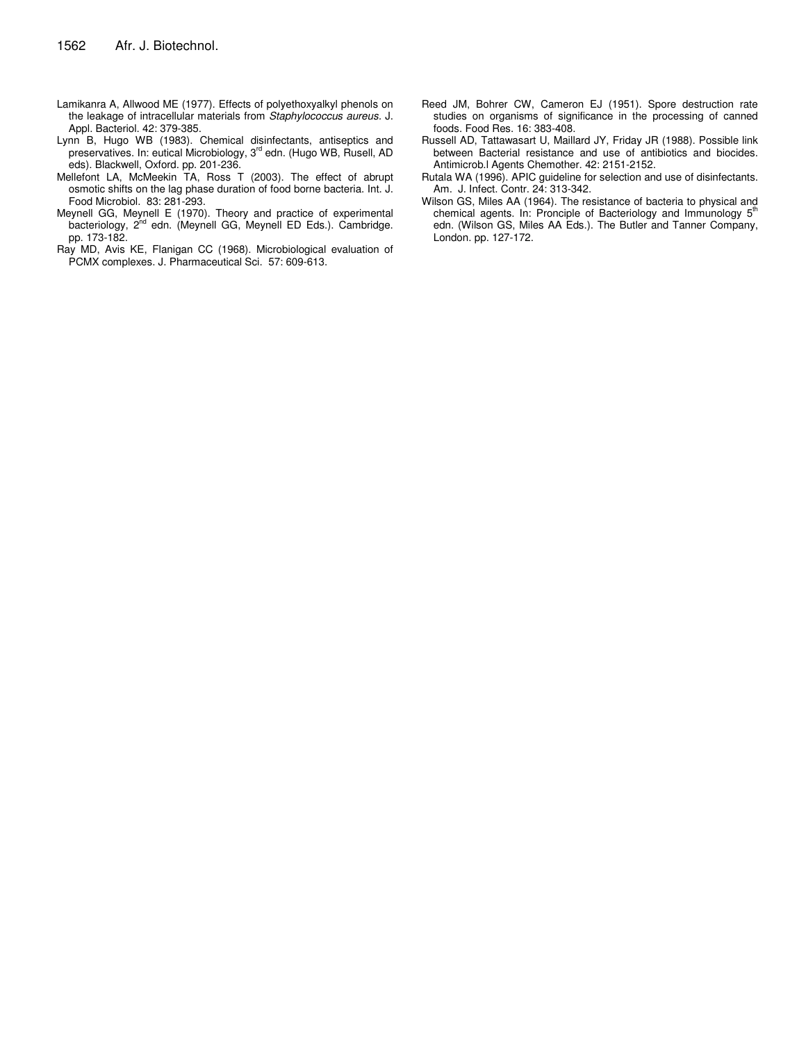Lamikanra A, Allwood ME (1977). Effects of polyethoxyalkyl phenols on the leakage of intracellular materials from *Staphylococcus aureus*. J. Appl. Bacteriol. 42: 379-385.

Lynn B, Hugo WB (1983). Chemical disinfectants, antiseptics and preservatives. In: eutical Microbiology, 3rd edn. (Hugo WB, Rusell, AD eds). Blackwell, Oxford. pp. 201-236.

Mellefont LA, McMeekin TA, Ross T (2003). The effect of abrupt osmotic shifts on the lag phase duration of food borne bacteria. Int. J. Food Microbiol. 83: 281-293.

Meynell GG, Meynell E (1970). Theory and practice of experimental bacteriology, 2nd edn. (Meynell GG, Meynell ED Eds.). Cambridge. pp. 173-182.

Ray MD, Avis KE, Flanigan CC (1968). Microbiological evaluation of PCMX complexes. J. Pharmaceutical Sci. 57: 609-613.

Reed JM, Bohrer CW, Cameron EJ (1951). Spore destruction rate studies on organisms of significance in the processing of canned foods. Food Res. 16: 383-408.

Russell AD, Tattawasart U, Maillard JY, Friday JR (1988). Possible link between Bacterial resistance and use of antibiotics and biocides. Antimicrob.l Agents Chemother. 42: 2151-2152.

Rutala WA (1996). APIC guideline for selection and use of disinfectants. Am. J. Infect. Contr. 24: 313-342.

Wilson GS, Miles AA (1964). The resistance of bacteria to physical and chemical agents. In: Ponciple of Bacteriology and Immunology 5th edn. (Wilson GS, Miles AA Eds.). The Butler and Tanner Company, London. pp. 127-172.